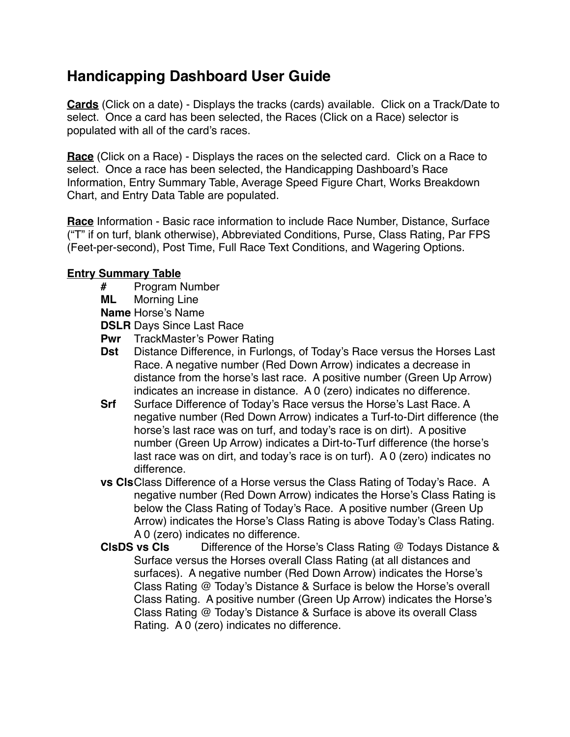# Handicapping Dashboard User Guide

**Cards** (Click on a date) - Displays the tracks (cards) available. Click on a Track/Date to select. Once a card has been selected, the Races (Click on a Race) selector is populated with all of the card's races.

**Race** (Click on a Race) - Displays the races on the selected card. Click on a Race to select. Once a race has been selected, the Handicapping Dashboard's Race Information, Entry Summary Table, Average Speed Figure Chart, Works Breakdown Chart, and Entry Data Table are populated.

**Race** Information - Basic race information to include Race Number, Distance, Surface ("T" if on turf, blank otherwise), Abbreviated Conditions, Purse, Class Rating, Par FPS (Feet-per-second), Post Time, Full Race Text Conditions, and Wagering Options.

**Entry Summary Table**

- **#** Program Number
- **ML** Morning Line
- **Name** Horse's Name
- **DSLR** Days Since Last Race
- **Pwr** TrackMaster's Power Rating
- **Dst** Distance Difference, in Furlongs, of Today's Race versus the Horses Last Race. A negative number (Red Down Arrow) indicates a decrease in distance from the horse's last race. A positive number (Green Up Arrow) indicates an increase in distance. A 0 (zero) indicates no difference.
- **Srf** Surface Difference of Today's Race versus the Horse's Last Race. A negative number (Red Down Arrow) indicates a Turf-to-Dirt difference (the horse's last race was on turf, and today's race is on dirt). A positive number (Green Up Arrow) indicates a Dirt-to-Turf difference (the horse's last race was on dirt, and today's race is on turf). A 0 (zero) indicates no difference.
- **vs Cls** Class Difference of a Horse versus the Class Rating of Today's Race. A negative number (Red Down Arrow) indicates the Horse's Class Rating is below the Class Rating of Today's Race. A positive number (Green Up Arrow) indicates the Horse's Class Rating is above Today's Class Rating. A 0 (zero) indicates no difference.
- **ClsDS vs Cls** Difference of the Horse's Class Rating @ Todays Distance & Surface versus the Horses overall Class Rating (at all distances and surfaces). A negative number (Red Down Arrow) indicates the Horse's Class Rating @ Today's Distance & Surface is below the Horse's overall Class Rating. A positive number (Green Up Arrow) indicates the Horse's Class Rating @ Today's Distance & Surface is above its overall Class Rating. A 0 (zero) indicates no difference.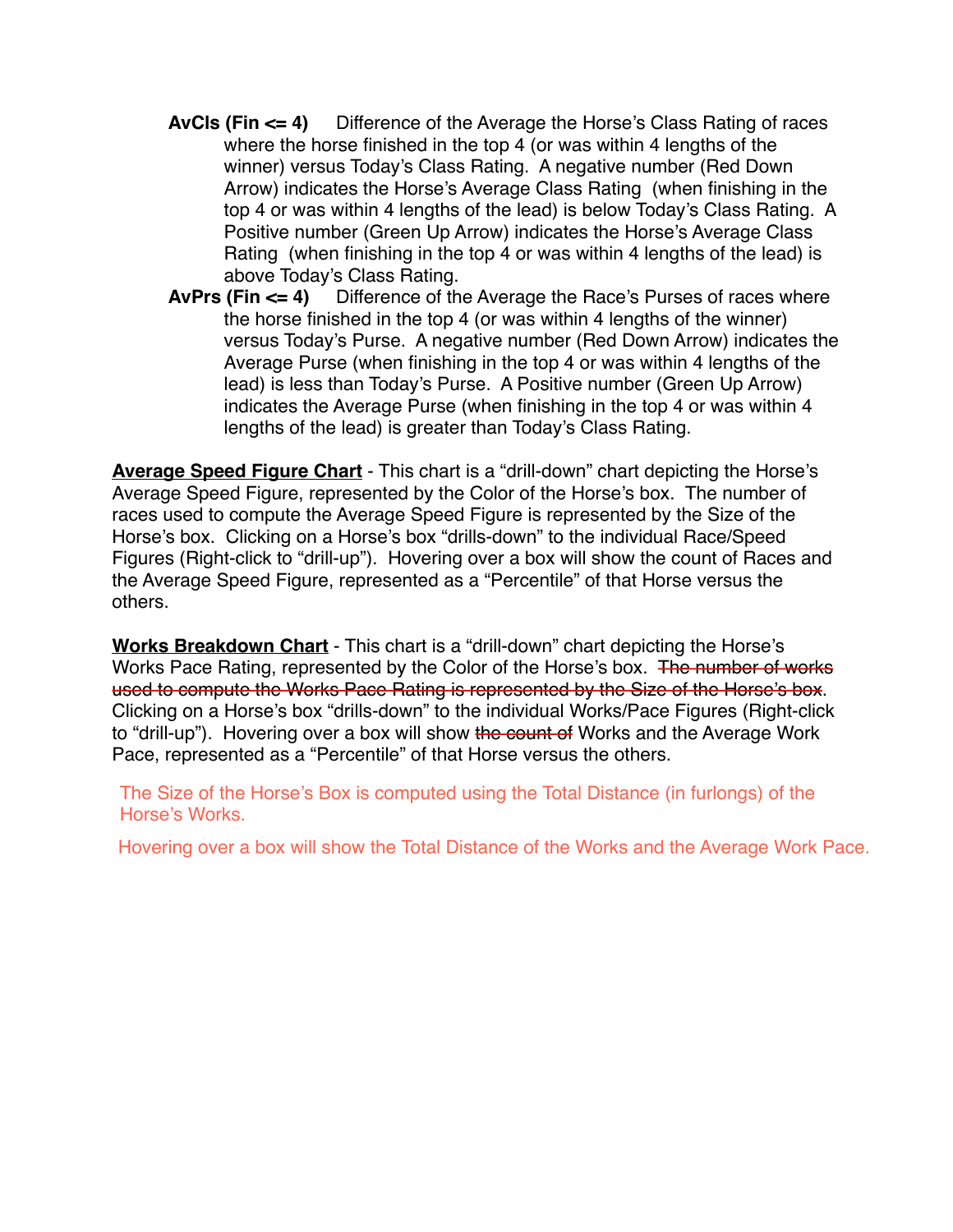**AvCls (Fin <= 4)** Difference of the Average the Horse's Class Rating of races where the horse finished in the top 4 (or was within 4 lengths of the winner) versus Today's Class Rating. A negative number (Red Down Arrow) indicates the Horse's Average Class Rating (when finishing in the top 4 or was within 4 lengths of the lead) is below Today's Class Rating. A Positive number (Green Up Arrow) indicates the Horse's Average Class Rating (when finishing in the top 4 or was within 4 lengths of the lead) is above Today's Class Rating.

**AvPrs (Fin <= 4)** Difference of the Average the Race's Purses of races where the horse finished in the top 4 (or was within 4 lengths of the winner) versus Today's Purse. A negative number (Red Down Arrow) indicates the Average Purse (when finishing in the top 4 or was within 4 lengths of the lead) is less than Today's Purse. A Positive number (Green Up Arrow) indicates the Average Purse (when finishing in the top 4 or was within 4 lengths of the lead) is greater than Today's Class Rating.

**<u>Average Speed Figure Chart</u>** - This chart is a "drill-down" chart depicting the Horse's Average Speed Figure, represented by the Color of the Horse's box. The number of races used to compute the Average Speed Figure is represented by the Size of the Horse's box. Clicking on a Horse's box "drills-down" to the individual Race/Speed Figures (Right-click to "drill-up"). Hovering over a box will show the count of Races and the Average Speed Figure, represented as a "Percentile" of that Horse versus the others.

**<u>Works Breakdown Chart</u>** - This chart is a "drill-down" chart depicting the Horse's Works Pace Rating, represented by the Color of the Horse's box. ~~The number of works used to compute the Works Pace Rating is represented by the Size of the Horse's box~~. Clicking on a Horse's box "drills-down" to the individual Works/Pace Figures (Right-click to "drill-up"). Hovering over a box will show ~~the count of~~ Works and the Average Work Pace, represented as a "Percentile" of that Horse versus the others.

The Size of the Horse's Box is computed using the Total Distance (in furlongs) of the Horse's Works.

Hovering over a box will show the Total Distance of the Works and the Average Work Pace.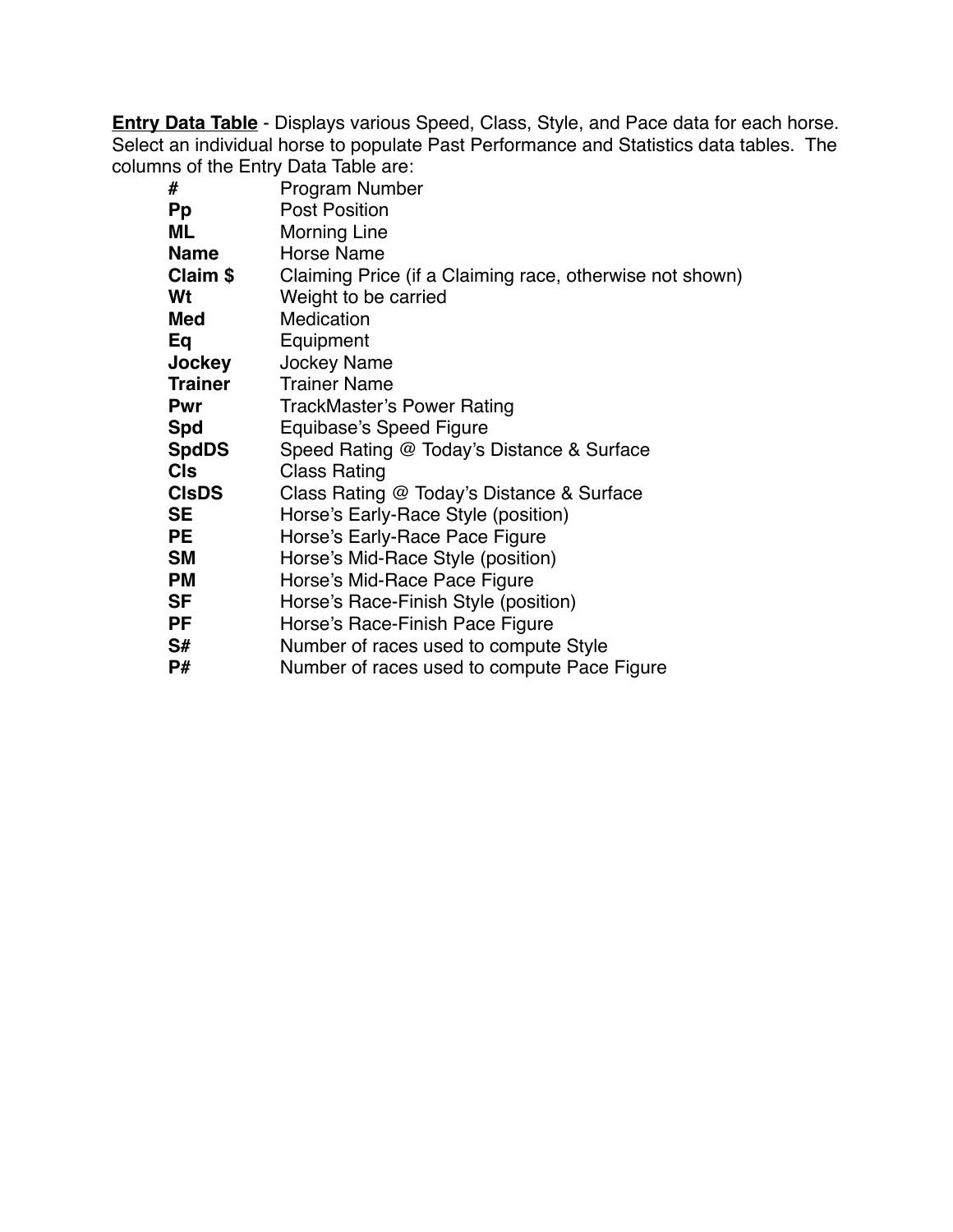**<u>Entry Data Table</u>** - Displays various Speed, Class, Style, and Pace data for each horse. Select an individual horse to populate Past Performance and Statistics data tables. The columns of the Entry Data Table are:

| | |
|---|---|
| **#** | Program Number |
| **Pp** | Post Position |
| **ML** | Morning Line |
| **Name** | Horse Name |
| **Claim $** | Claiming Price (if a Claiming race, otherwise not shown) |
| **Wt** | Weight to be carried |
| **Med** | Medication |
| **Eq** | Equipment |
| **Jockey** | Jockey Name |
| **Trainer** | Trainer Name |
| **Pwr** | TrackMaster's Power Rating |
| **Spd** | Equibase's Speed Figure |
| **SpdDS** | Speed Rating @ Today's Distance & Surface |
| **Cls** | Class Rating |
| **ClsDS** | Class Rating @ Today's Distance & Surface |
| **SE** | Horse's Early-Race Style (position) |
| **PE** | Horse's Early-Race Pace Figure |
| **SM** | Horse's Mid-Race Style (position) |
| **PM** | Horse's Mid-Race Pace Figure |
| **SF** | Horse's Race-Finish Style (position) |
| **PF** | Horse's Race-Finish Pace Figure |
| **S#** | Number of races used to compute Style |
| **P#** | Number of races used to compute Pace Figure |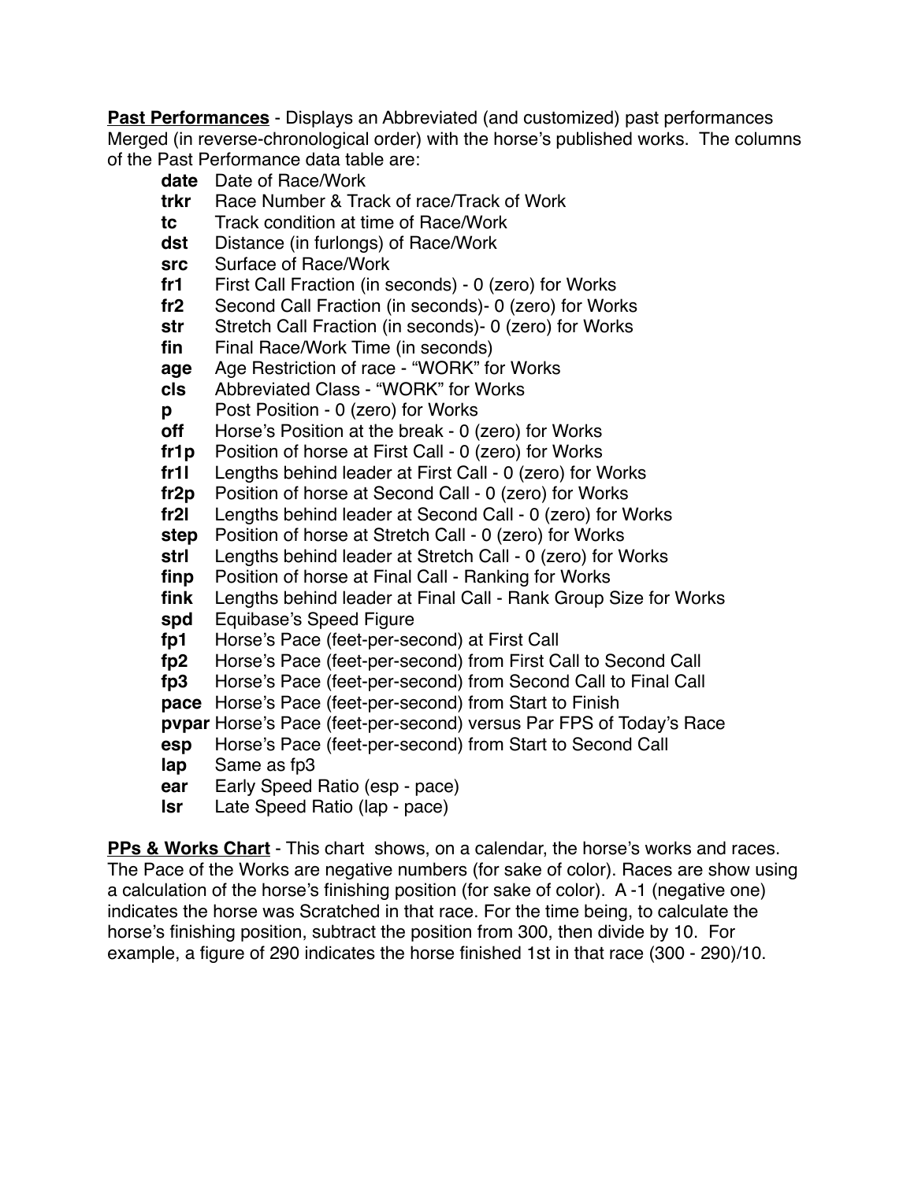**<u>Past Performances</u>** - Displays an Abbreviated (and customized) past performances Merged (in reverse-chronological order) with the horse's published works. The columns of the Past Performance data table are:

- **date** Date of Race/Work
- **trkr** Race Number & Track of race/Track of Work
- **tc** Track condition at time of Race/Work
- **dst** Distance (in furlongs) of Race/Work
- **src** Surface of Race/Work
- **fr1** First Call Fraction (in seconds) - 0 (zero) for Works
- **fr2** Second Call Fraction (in seconds)- 0 (zero) for Works
- **str** Stretch Call Fraction (in seconds)- 0 (zero) for Works
- **fin** Final Race/Work Time (in seconds)
- **age** Age Restriction of race - "WORK" for Works
- **cls** Abbreviated Class - "WORK" for Works
- **p** Post Position - 0 (zero) for Works
- **off** Horse's Position at the break - 0 (zero) for Works
- **fr1p** Position of horse at First Call - 0 (zero) for Works
- **fr1l** Lengths behind leader at First Call - 0 (zero) for Works
- **fr2p** Position of horse at Second Call - 0 (zero) for Works
- **fr2l** Lengths behind leader at Second Call - 0 (zero) for Works
- **step** Position of horse at Stretch Call - 0 (zero) for Works
- **strl** Lengths behind leader at Stretch Call - 0 (zero) for Works
- **finp** Position of horse at Final Call - Ranking for Works
- **fink** Lengths behind leader at Final Call - Rank Group Size for Works
- **spd** Equibase's Speed Figure
- **fp1** Horse's Pace (feet-per-second) at First Call
- **fp2** Horse's Pace (feet-per-second) from First Call to Second Call
- **fp3** Horse's Pace (feet-per-second) from Second Call to Final Call
- **pace** Horse's Pace (feet-per-second) from Start to Finish
- **pvpar** Horse's Pace (feet-per-second) versus Par FPS of Today's Race
- **esp** Horse's Pace (feet-per-second) from Start to Second Call
- **lap** Same as fp3
- **ear** Early Speed Ratio (esp - pace)
- **lsr** Late Speed Ratio (lap - pace)

**<u>PPs & Works Chart</u>** - This chart shows, on a calendar, the horse's works and races. The Pace of the Works are negative numbers (for sake of color). Races are show using a calculation of the horse's finishing position (for sake of color). A -1 (negative one) indicates the horse was Scratched in that race. For the time being, to calculate the horse's finishing position, subtract the position from 300, then divide by 10. For example, a figure of 290 indicates the horse finished 1st in that race (300 - 290)/10.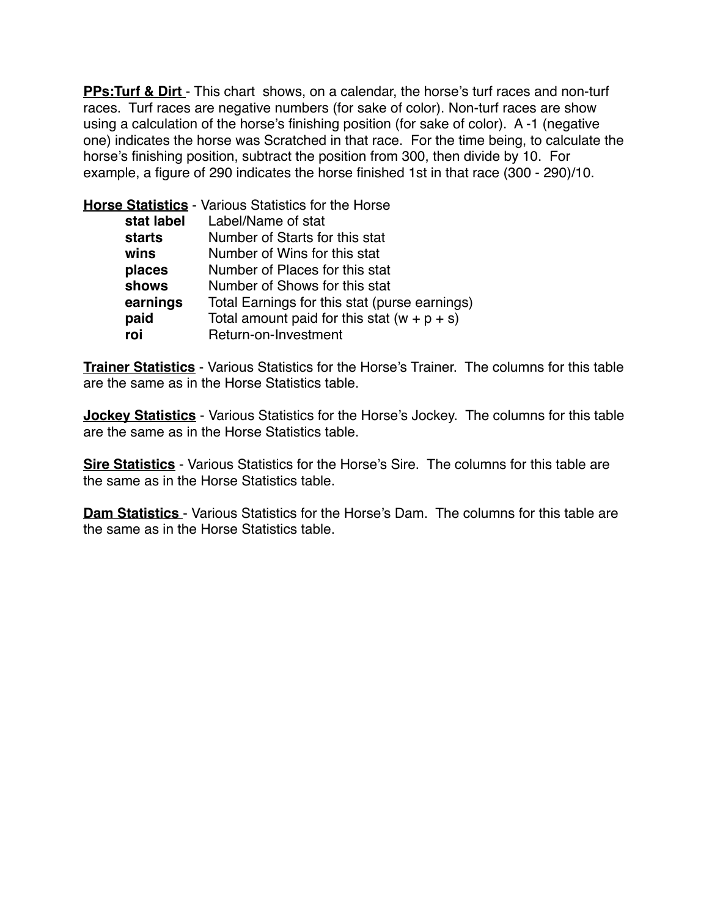**PPs:Turf & Dirt** - This chart shows, on a calendar, the horse's turf races and non-turf races. Turf races are negative numbers (for sake of color). Non-turf races are show using a calculation of the horse's finishing position (for sake of color). A -1 (negative one) indicates the horse was Scratched in that race. For the time being, to calculate the horse's finishing position, subtract the position from 300, then divide by 10. For example, a figure of 290 indicates the horse finished 1st in that race (300 - 290)/10.

**Horse Statistics** - Various Statistics for the Horse

| | |
|---|---|
| **stat label** | Label/Name of stat |
| **starts** | Number of Starts for this stat |
| **wins** | Number of Wins for this stat |
| **places** | Number of Places for this stat |
| **shows** | Number of Shows for this stat |
| **earnings** | Total Earnings for this stat (purse earnings) |
| **paid** | Total amount paid for this stat (w + p + s) |
| **roi** | Return-on-Investment |

**Trainer Statistics** - Various Statistics for the Horse's Trainer. The columns for this table are the same as in the Horse Statistics table.

**Jockey Statistics** - Various Statistics for the Horse's Jockey. The columns for this table are the same as in the Horse Statistics table.

**Sire Statistics** - Various Statistics for the Horse's Sire. The columns for this table are the same as in the Horse Statistics table.

**Dam Statistics** - Various Statistics for the Horse's Dam. The columns for this table are the same as in the Horse Statistics table.